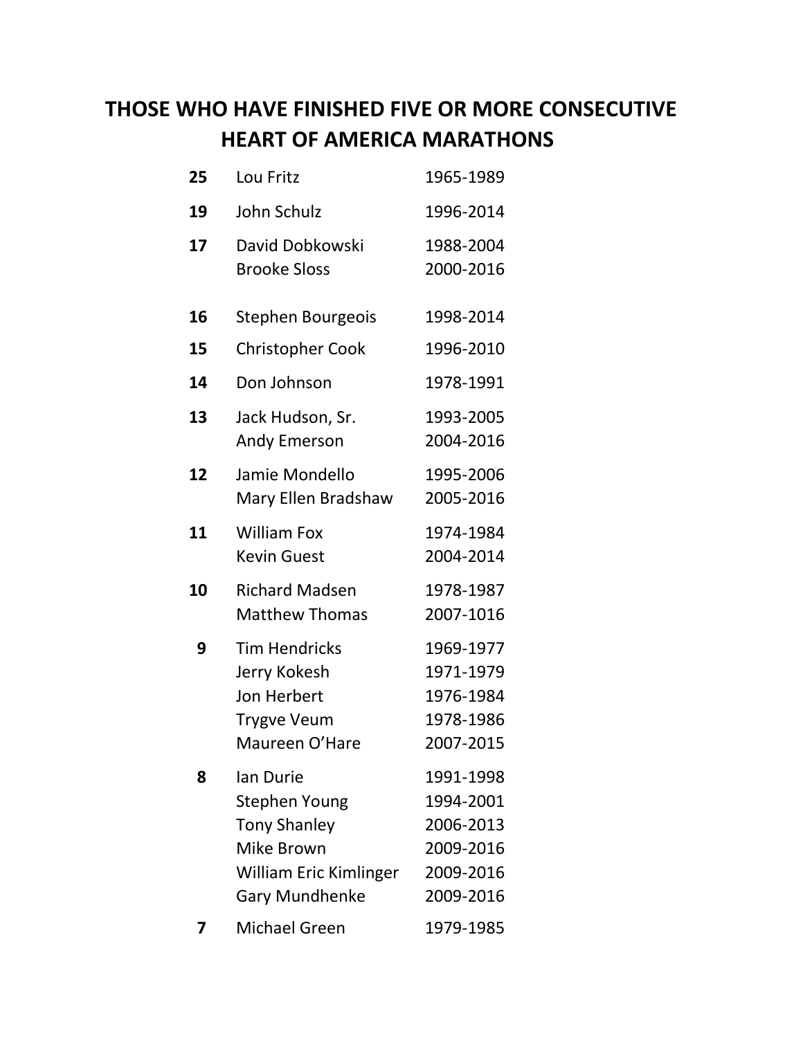# THOSE WHO HAVE FINISHED FIVE OR MORE CONSECUTIVE HEART OF AMERICA MARATHONS

| | | |
|---|---|---|
| **25** | Lou Fritz | 1965-1989 |
| **19** | John Schulz | 1996-2014 |
| **17** | David Dobkowski | 1988-2004 |
| | Brooke Sloss | 2000-2016 |
| **16** | Stephen Bourgeois | 1998-2014 |
| **15** | Christopher Cook | 1996-2010 |
| **14** | Don Johnson | 1978-1991 |
| **13** | Jack Hudson, Sr. | 1993-2005 |
| | Andy Emerson | 2004-2016 |
| **12** | Jamie Mondello | 1995-2006 |
| | Mary Ellen Bradshaw | 2005-2016 |
| **11** | William Fox | 1974-1984 |
| | Kevin Guest | 2004-2014 |
| **10** | Richard Madsen | 1978-1987 |
| | Matthew Thomas | 2007-1016 |
| **9** | Tim Hendricks | 1969-1977 |
| | Jerry Kokesh | 1971-1979 |
| | Jon Herbert | 1976-1984 |
| | Trygve Veum | 1978-1986 |
| | Maureen O'Hare | 2007-2015 |
| **8** | Ian Durie | 1991-1998 |
| | Stephen Young | 1994-2001 |
| | Tony Shanley | 2006-2013 |
| | Mike Brown | 2009-2016 |
| | William Eric Kimlinger | 2009-2016 |
| | Gary Mundhenke | 2009-2016 |
| **7** | Michael Green | 1979-1985 |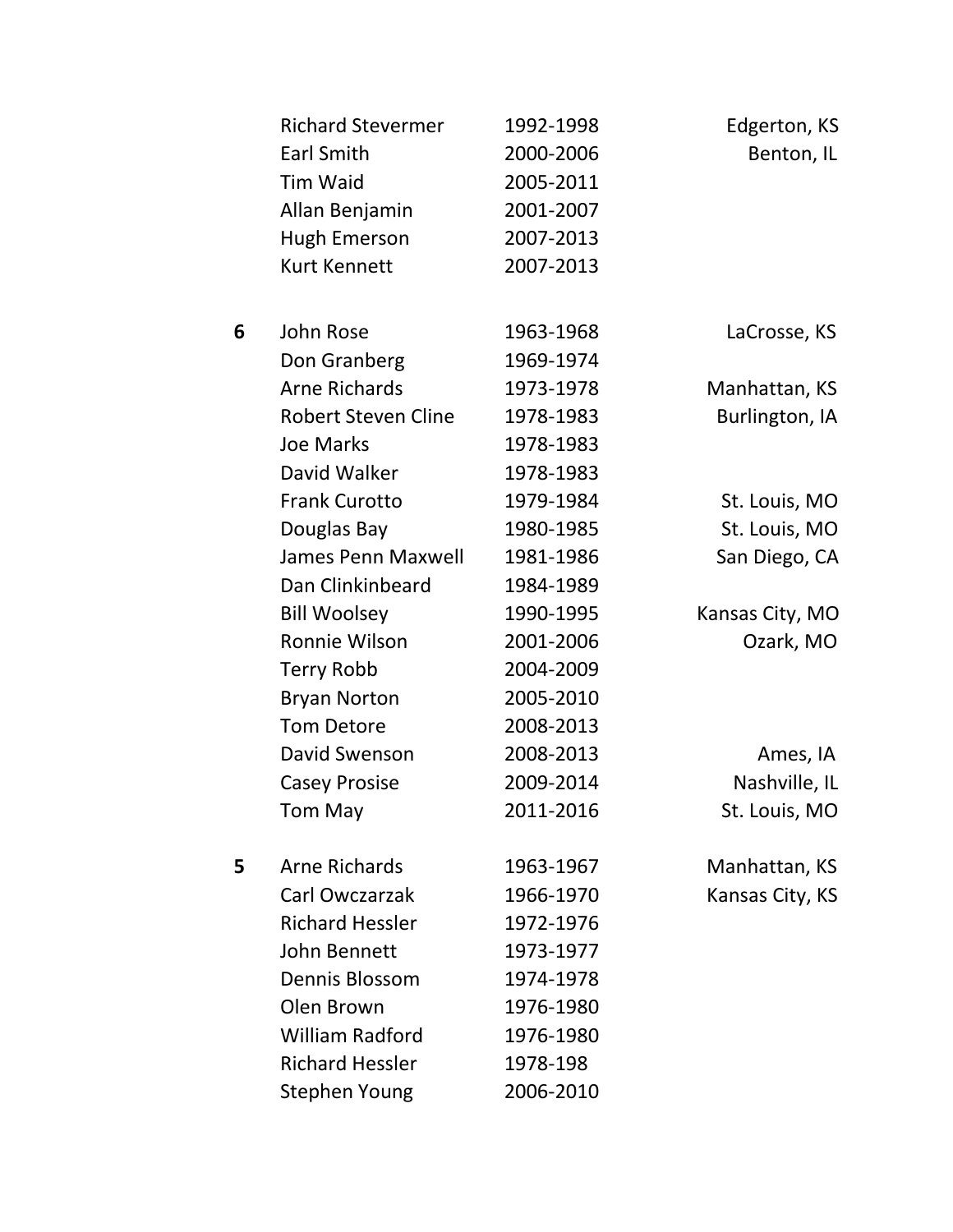|   | Name | Years | Location |
|---|---|---|---|
|   | Richard Stevermer | 1992-1998 | Edgerton, KS |
|   | Earl Smith | 2000-2006 | Benton, IL |
|   | Tim Waid | 2005-2011 |   |
|   | Allan Benjamin | 2001-2007 |   |
|   | Hugh Emerson | 2007-2013 |   |
|   | Kurt Kennett | 2007-2013 |   |
| **6** | John Rose | 1963-1968 | LaCrosse, KS |
|   | Don Granberg | 1969-1974 |   |
|   | Arne Richards | 1973-1978 | Manhattan, KS |
|   | Robert Steven Cline | 1978-1983 | Burlington, IA |
|   | Joe Marks | 1978-1983 |   |
|   | David Walker | 1978-1983 |   |
|   | Frank Curotto | 1979-1984 | St. Louis, MO |
|   | Douglas Bay | 1980-1985 | St. Louis, MO |
|   | James Penn Maxwell | 1981-1986 | San Diego, CA |
|   | Dan Clinkinbeard | 1984-1989 |   |
|   | Bill Woolsey | 1990-1995 | Kansas City, MO |
|   | Ronnie Wilson | 2001-2006 | Ozark, MO |
|   | Terry Robb | 2004-2009 |   |
|   | Bryan Norton | 2005-2010 |   |
|   | Tom Detore | 2008-2013 |   |
|   | David Swenson | 2008-2013 | Ames, IA |
|   | Casey Prosise | 2009-2014 | Nashville, IL |
|   | Tom May | 2011-2016 | St. Louis, MO |
| **5** | Arne Richards | 1963-1967 | Manhattan, KS |
|   | Carl Owczarzak | 1966-1970 | Kansas City, KS |
|   | Richard Hessler | 1972-1976 |   |
|   | John Bennett | 1973-1977 |   |
|   | Dennis Blossom | 1974-1978 |   |
|   | Olen Brown | 1976-1980 |   |
|   | William Radford | 1976-1980 |   |
|   | Richard Hessler | 1978-198 |   |
|   | Stephen Young | 2006-2010 |   |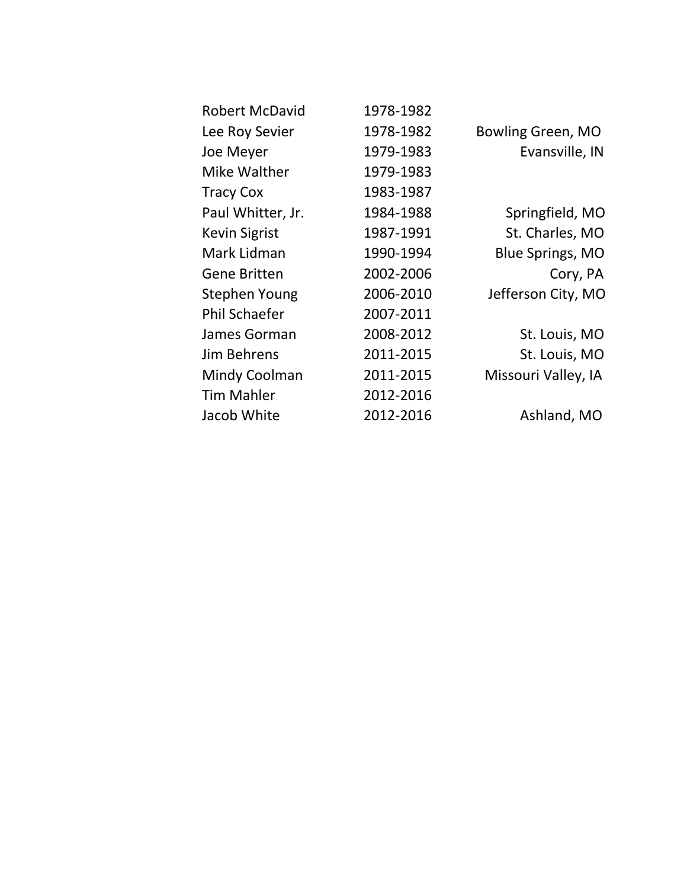| | | |
|---|---|---|
| Robert McDavid | 1978-1982 | |
| Lee Roy Sevier | 1978-1982 | Bowling Green, MO |
| Joe Meyer | 1979-1983 | Evansville, IN |
| Mike Walther | 1979-1983 | |
| Tracy Cox | 1983-1987 | |
| Paul Whitter, Jr. | 1984-1988 | Springfield, MO |
| Kevin Sigrist | 1987-1991 | St. Charles, MO |
| Mark Lidman | 1990-1994 | Blue Springs, MO |
| Gene Britten | 2002-2006 | Cory, PA |
| Stephen Young | 2006-2010 | Jefferson City, MO |
| Phil Schaefer | 2007-2011 | |
| James Gorman | 2008-2012 | St. Louis, MO |
| Jim Behrens | 2011-2015 | St. Louis, MO |
| Mindy Coolman | 2011-2015 | Missouri Valley, IA |
| Tim Mahler | 2012-2016 | |
| Jacob White | 2012-2016 | Ashland, MO |